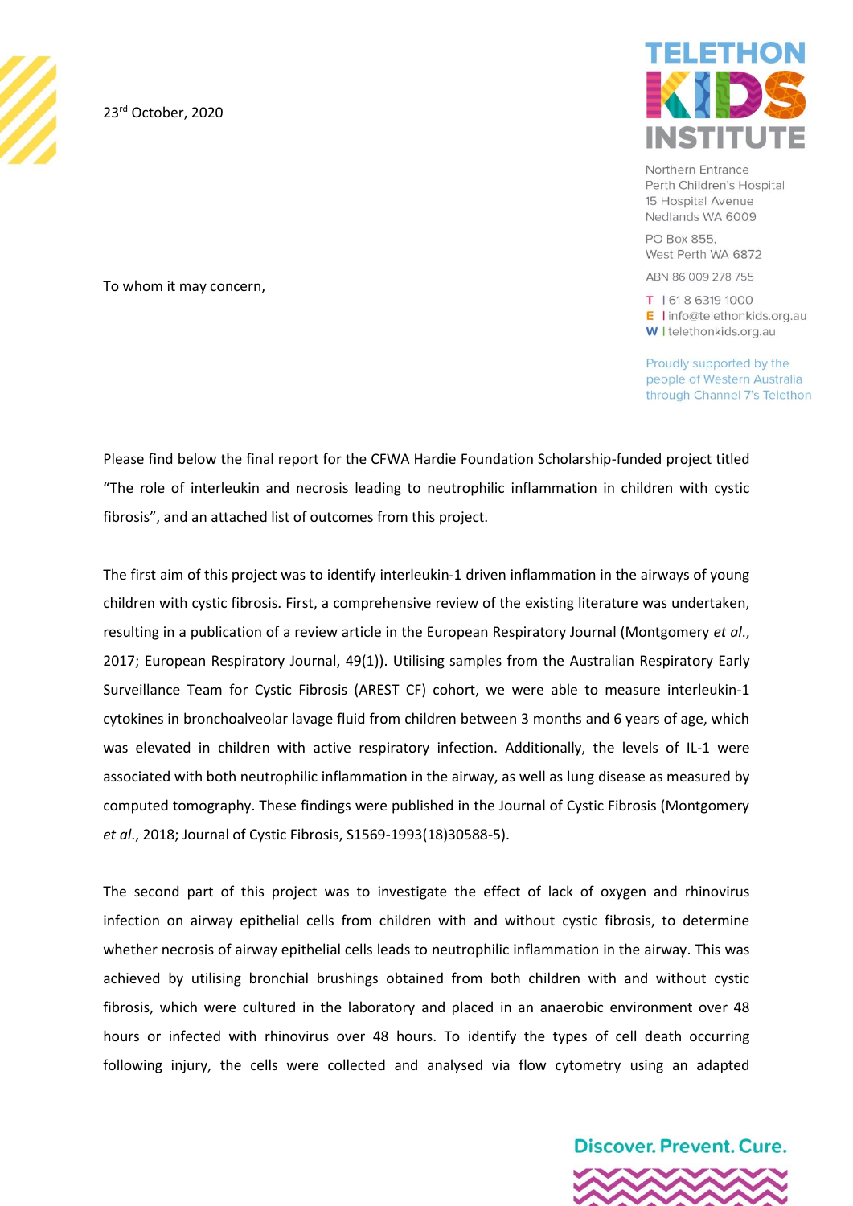23rd October, 2020

**TELETHON KIDS INSTITUTE**

Northern Entrance
Perth Children's Hospital
15 Hospital Avenue
Nedlands WA 6009

PO Box 855,
West Perth WA 6872

ABN 86 009 278 755

T | 61 8 6319 1000
E | info@telethonkids.org.au
W | telethonkids.org.au

Proudly supported by the people of Western Australia through Channel 7's Telethon

To whom it may concern,

Please find below the final report for the CFWA Hardie Foundation Scholarship-funded project titled "The role of interleukin and necrosis leading to neutrophilic inflammation in children with cystic fibrosis", and an attached list of outcomes from this project.

The first aim of this project was to identify interleukin-1 driven inflammation in the airways of young children with cystic fibrosis. First, a comprehensive review of the existing literature was undertaken, resulting in a publication of a review article in the European Respiratory Journal (Montgomery *et al*., 2017; European Respiratory Journal, 49(1)). Utilising samples from the Australian Respiratory Early Surveillance Team for Cystic Fibrosis (AREST CF) cohort, we were able to measure interleukin-1 cytokines in bronchoalveolar lavage fluid from children between 3 months and 6 years of age, which was elevated in children with active respiratory infection. Additionally, the levels of IL-1 were associated with both neutrophilic inflammation in the airway, as well as lung disease as measured by computed tomography. These findings were published in the Journal of Cystic Fibrosis (Montgomery *et al*., 2018; Journal of Cystic Fibrosis, S1569-1993(18)30588-5).

The second part of this project was to investigate the effect of lack of oxygen and rhinovirus infection on airway epithelial cells from children with and without cystic fibrosis, to determine whether necrosis of airway epithelial cells leads to neutrophilic inflammation in the airway. This was achieved by utilising bronchial brushings obtained from both children with and without cystic fibrosis, which were cultured in the laboratory and placed in an anaerobic environment over 48 hours or infected with rhinovirus over 48 hours. To identify the types of cell death occurring following injury, the cells were collected and analysed via flow cytometry using an adapted

Discover. Prevent. Cure.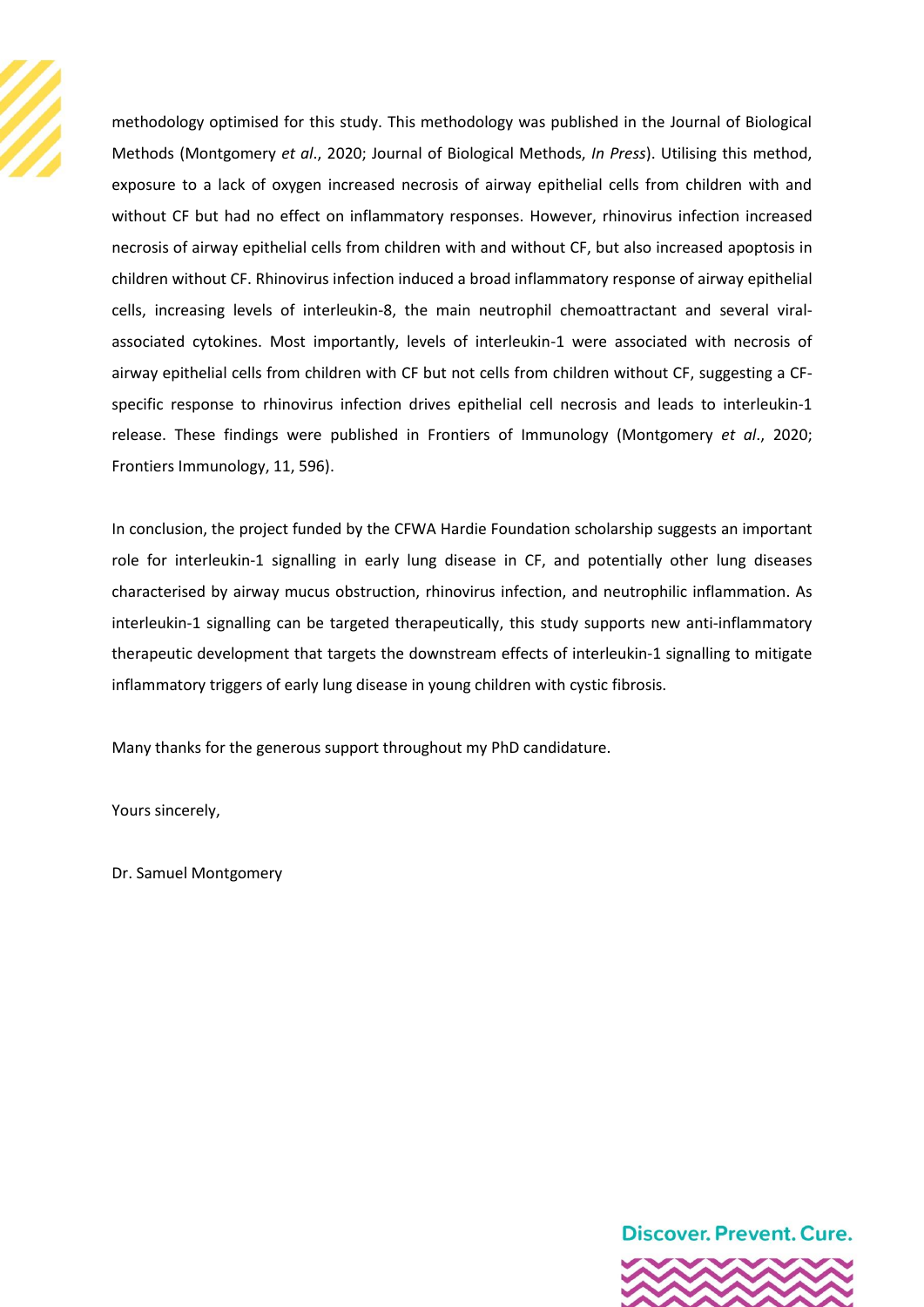methodology optimised for this study. This methodology was published in the Journal of Biological Methods (Montgomery *et al*., 2020; Journal of Biological Methods, *In Press*). Utilising this method, exposure to a lack of oxygen increased necrosis of airway epithelial cells from children with and without CF but had no effect on inflammatory responses. However, rhinovirus infection increased necrosis of airway epithelial cells from children with and without CF, but also increased apoptosis in children without CF. Rhinovirus infection induced a broad inflammatory response of airway epithelial cells, increasing levels of interleukin-8, the main neutrophil chemoattractant and several viral-associated cytokines. Most importantly, levels of interleukin-1 were associated with necrosis of airway epithelial cells from children with CF but not cells from children without CF, suggesting a CF-specific response to rhinovirus infection drives epithelial cell necrosis and leads to interleukin-1 release. These findings were published in Frontiers of Immunology (Montgomery *et al*., 2020; Frontiers Immunology, 11, 596).

In conclusion, the project funded by the CFWA Hardie Foundation scholarship suggests an important role for interleukin-1 signalling in early lung disease in CF, and potentially other lung diseases characterised by airway mucus obstruction, rhinovirus infection, and neutrophilic inflammation. As interleukin-1 signalling can be targeted therapeutically, this study supports new anti-inflammatory therapeutic development that targets the downstream effects of interleukin-1 signalling to mitigate inflammatory triggers of early lung disease in young children with cystic fibrosis.

Many thanks for the generous support throughout my PhD candidature.

Yours sincerely,

Dr. Samuel Montgomery

Discover. Prevent. Cure.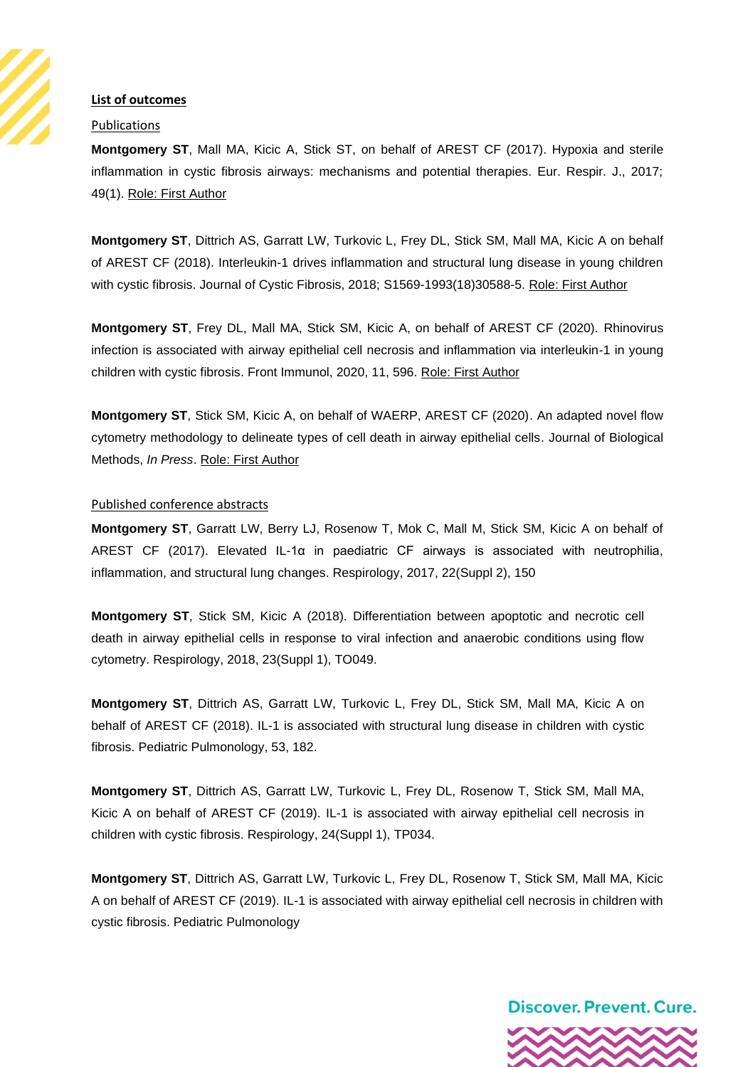**<u>List of outcomes</u>**

<u>Publications</u>

**Montgomery ST**, Mall MA, Kicic A, Stick ST, on behalf of AREST CF (2017). Hypoxia and sterile inflammation in cystic fibrosis airways: mechanisms and potential therapies. Eur. Respir. J., 2017; 49(1). <u>Role: First Author</u>

**Montgomery ST**, Dittrich AS, Garratt LW, Turkovic L, Frey DL, Stick SM, Mall MA, Kicic A on behalf of AREST CF (2018). Interleukin-1 drives inflammation and structural lung disease in young children with cystic fibrosis. Journal of Cystic Fibrosis, 2018; S1569-1993(18)30588-5. <u>Role: First Author</u>

**Montgomery ST**, Frey DL, Mall MA, Stick SM, Kicic A, on behalf of AREST CF (2020). Rhinovirus infection is associated with airway epithelial cell necrosis and inflammation via interleukin-1 in young children with cystic fibrosis. Front Immunol, 2020, 11, 596. <u>Role: First Author</u>

**Montgomery ST**, Stick SM, Kicic A, on behalf of WAERP, AREST CF (2020). An adapted novel flow cytometry methodology to delineate types of cell death in airway epithelial cells. Journal of Biological Methods, *In Press*. <u>Role: First Author</u>

<u>Published conference abstracts</u>

**Montgomery ST**, Garratt LW, Berry LJ, Rosenow T, Mok C, Mall M, Stick SM, Kicic A on behalf of AREST CF (2017). Elevated IL-1α in paediatric CF airways is associated with neutrophilia, inflammation, and structural lung changes. Respirology, 2017, 22(Suppl 2), 150

**Montgomery ST**, Stick SM, Kicic A (2018). Differentiation between apoptotic and necrotic cell death in airway epithelial cells in response to viral infection and anaerobic conditions using flow cytometry. Respirology, 2018, 23(Suppl 1), TO049.

**Montgomery ST**, Dittrich AS, Garratt LW, Turkovic L, Frey DL, Stick SM, Mall MA, Kicic A on behalf of AREST CF (2018). IL-1 is associated with structural lung disease in children with cystic fibrosis. Pediatric Pulmonology, 53, 182.

**Montgomery ST**, Dittrich AS, Garratt LW, Turkovic L, Frey DL, Rosenow T, Stick SM, Mall MA, Kicic A on behalf of AREST CF (2019). IL-1 is associated with airway epithelial cell necrosis in children with cystic fibrosis. Respirology, 24(Suppl 1), TP034.

**Montgomery ST**, Dittrich AS, Garratt LW, Turkovic L, Frey DL, Rosenow T, Stick SM, Mall MA, Kicic A on behalf of AREST CF (2019). IL-1 is associated with airway epithelial cell necrosis in children with cystic fibrosis. Pediatric Pulmonology

Discover. Prevent. Cure.